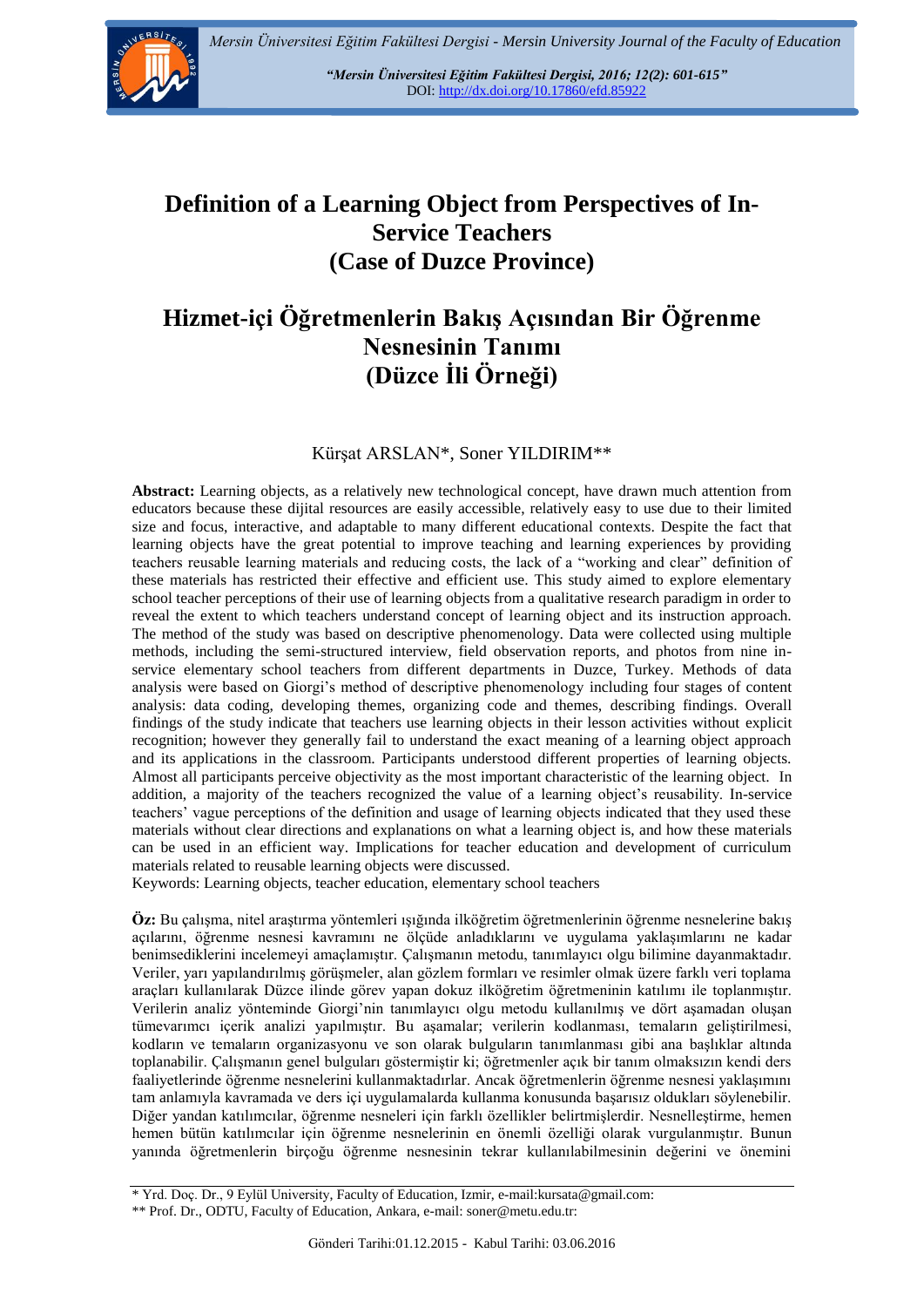# Definition of a Learning Object from Perspectives of In-Service Teachers (Case of Duzce Province)

# Hizmet-içi Öğretmenlerin Bakış Açısından Bir Öğrenme Nesnesinin Tanımı (Düzce İli Örneği)

Kürşat ARSLAN*, Soner YILDIRIM**

**Abstract:** Learning objects, as a relatively new technological concept, have drawn much attention from educators because these dijital resources are easily accessible, relatively easy to use due to their limited size and focus, interactive, and adaptable to many different educational contexts. Despite the fact that learning objects have the great potential to improve teaching and learning experiences by providing teachers reusable learning materials and reducing costs, the lack of a "working and clear" definition of these materials has restricted their effective and efficient use. This study aimed to explore elementary school teacher perceptions of their use of learning objects from a qualitative research paradigm in order to reveal the extent to which teachers understand concept of learning object and its instruction approach. The method of the study was based on descriptive phenomenology. Data were collected using multiple methods, including the semi-structured interview, field observation reports, and photos from nine in-service elementary school teachers from different departments in Duzce, Turkey. Methods of data analysis were based on Giorgi's method of descriptive phenomenology including four stages of content analysis: data coding, developing themes, organizing code and themes, describing findings. Overall findings of the study indicate that teachers use learning objects in their lesson activities without explicit recognition; however they generally fail to understand the exact meaning of a learning object approach and its applications in the classroom. Participants understood different properties of learning objects. Almost all participants perceive objectivity as the most important characteristic of the learning object. In addition, a majority of the teachers recognized the value of a learning object's reusability. In-service teachers' vague perceptions of the definition and usage of learning objects indicated that they used these materials without clear directions and explanations on what a learning object is, and how these materials can be used in an efficient way. Implications for teacher education and development of curriculum materials related to reusable learning objects were discussed.

Keywords: Learning objects, teacher education, elementary school teachers

**Öz:** Bu çalışma, nitel araştırma yöntemleri ışığında ilköğretim öğretmenlerinin öğrenme nesnelerine bakış açılarını, öğrenme nesnesi kavramını ne ölçüde anladıklarını ve uygulama yaklaşımlarını ne kadar benimsediklerini incelemeyi amaçlamıştır. Çalışmanın metodu, tanımlayıcı olgu bilimine dayanmaktadır. Veriler, yarı yapılandırılmış görüşmeler, alan gözlem formları ve resimler olmak üzere farklı veri toplama araçları kullanılarak Düzce ilinde görev yapan dokuz ilköğretim öğretmeninin katılımı ile toplanmıştır. Verilerin analiz yönteminde Giorgi'nin tanımlayıcı olgu metodu kullanılmış ve dört aşamadan oluşan tümevarımcı içerik analizi yapılmıştır. Bu aşamalar; verilerin kodlanması, temaların geliştirilmesi, kodların ve temaların organizasyonu ve son olarak bulguların tanımlanması gibi ana başlıklar altında toplanabilir. Çalışmanın genel bulguları göstermiştir ki; öğretmenler açık bir tanım olmaksızın kendi ders faaliyetlerinde öğrenme nesnelerini kullanmaktadırlar. Ancak öğretmenlerin öğrenme nesnesi yaklaşımını tam anlamıyla kavramada ve ders içi uygulamalarda kullanma konusunda başarısız oldukları söylenebilir. Diğer yandan katılımcılar, öğrenme nesneleri için farklı özellikler belirtmişlerdir. Nesnelleştirme, hemen hemen bütün katılımcılar için öğrenme nesnelerinin en önemli özelliği olarak vurgulanmıştır. Bunun yanında öğretmenlerin birçoğu öğrenme nesnesinin tekrar kullanılabilmesinin değerini ve önemini

* Yrd. Doç. Dr., 9 Eylül University, Faculty of Education, Izmir, e-mail:kursata@gmail.com:

** Prof. Dr., ODTU, Faculty of Education, Ankara, e-mail: soner@metu.edu.tr:

Gönderi Tarihi:01.12.2015 - Kabul Tarihi: 03.06.2016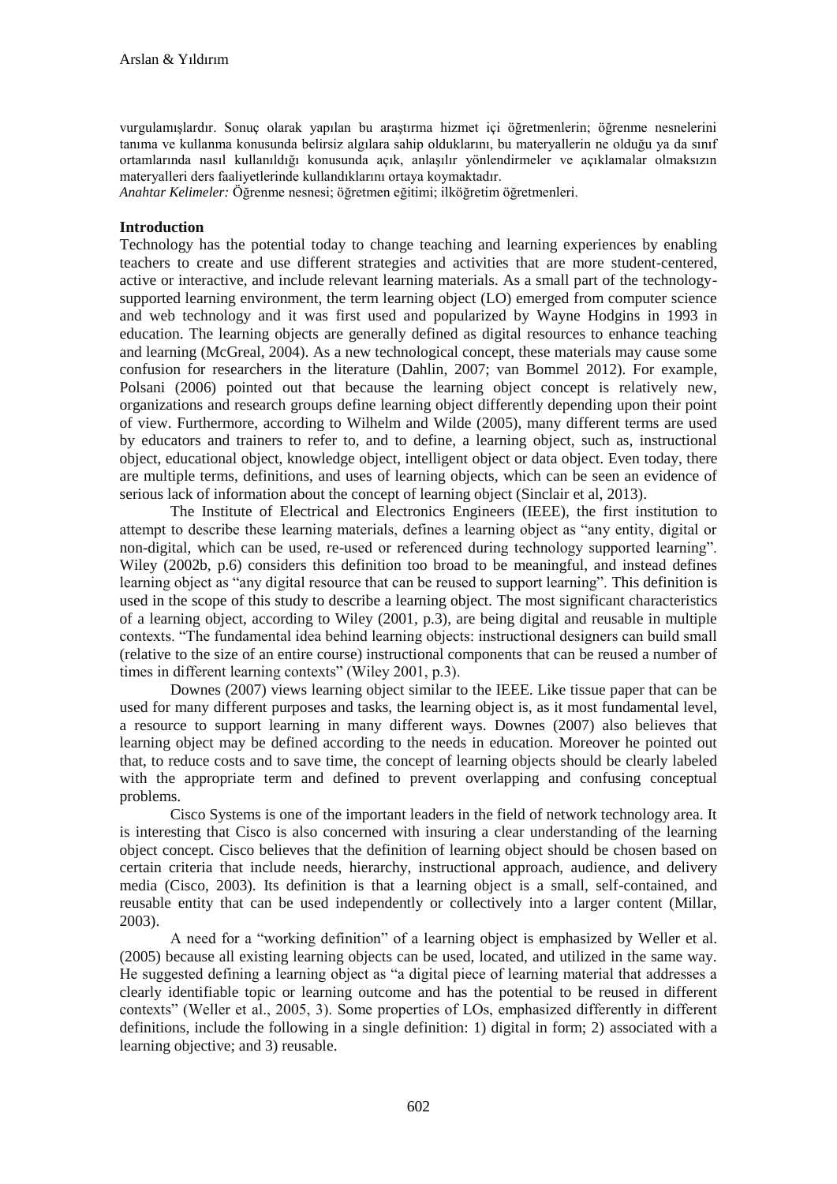vurgulamışlardır. Sonuç olarak yapılan bu araştırma hizmet içi öğretmenlerin; öğrenme nesnelerini tanıma ve kullanma konusunda belirsiz algılara sahip olduklarını, bu materyallerin ne olduğu ya da sınıf ortamlarında nasıl kullanıldığı konusunda açık, anlaşılır yönlendirmeler ve açıklamalar olmaksızın materyalleri ders faaliyetlerinde kullandıklarını ortaya koymaktadır.

*Anahtar Kelimeler:* Öğrenme nesnesi; öğretmen eğitimi; ilköğretim öğretmenleri.

## Introduction

Technology has the potential today to change teaching and learning experiences by enabling teachers to create and use different strategies and activities that are more student-centered, active or interactive, and include relevant learning materials. As a small part of the technology-supported learning environment, the term learning object (LO) emerged from computer science and web technology and it was first used and popularized by Wayne Hodgins in 1993 in education. The learning objects are generally defined as digital resources to enhance teaching and learning (McGreal, 2004). As a new technological concept, these materials may cause some confusion for researchers in the literature (Dahlin, 2007; van Bommel 2012). For example, Polsani (2006) pointed out that because the learning object concept is relatively new, organizations and research groups define learning object differently depending upon their point of view. Furthermore, according to Wilhelm and Wilde (2005), many different terms are used by educators and trainers to refer to, and to define, a learning object, such as, instructional object, educational object, knowledge object, intelligent object or data object. Even today, there are multiple terms, definitions, and uses of learning objects, which can be seen an evidence of serious lack of information about the concept of learning object (Sinclair et al, 2013).

The Institute of Electrical and Electronics Engineers (IEEE), the first institution to attempt to describe these learning materials, defines a learning object as "any entity, digital or non-digital, which can be used, re-used or referenced during technology supported learning". Wiley (2002b, p.6) considers this definition too broad to be meaningful, and instead defines learning object as "any digital resource that can be reused to support learning". This definition is used in the scope of this study to describe a learning object. The most significant characteristics of a learning object, according to Wiley (2001, p.3), are being digital and reusable in multiple contexts. "The fundamental idea behind learning objects: instructional designers can build small (relative to the size of an entire course) instructional components that can be reused a number of times in different learning contexts" (Wiley 2001, p.3).

Downes (2007) views learning object similar to the IEEE. Like tissue paper that can be used for many different purposes and tasks, the learning object is, as it most fundamental level, a resource to support learning in many different ways. Downes (2007) also believes that learning object may be defined according to the needs in education. Moreover he pointed out that, to reduce costs and to save time, the concept of learning objects should be clearly labeled with the appropriate term and defined to prevent overlapping and confusing conceptual problems.

Cisco Systems is one of the important leaders in the field of network technology area. It is interesting that Cisco is also concerned with insuring a clear understanding of the learning object concept. Cisco believes that the definition of learning object should be chosen based on certain criteria that include needs, hierarchy, instructional approach, audience, and delivery media (Cisco, 2003). Its definition is that a learning object is a small, self-contained, and reusable entity that can be used independently or collectively into a larger content (Millar, 2003).

A need for a "working definition" of a learning object is emphasized by Weller et al. (2005) because all existing learning objects can be used, located, and utilized in the same way. He suggested defining a learning object as "a digital piece of learning material that addresses a clearly identifiable topic or learning outcome and has the potential to be reused in different contexts" (Weller et al., 2005, 3). Some properties of LOs, emphasized differently in different definitions, include the following in a single definition: 1) digital in form; 2) associated with a learning objective; and 3) reusable.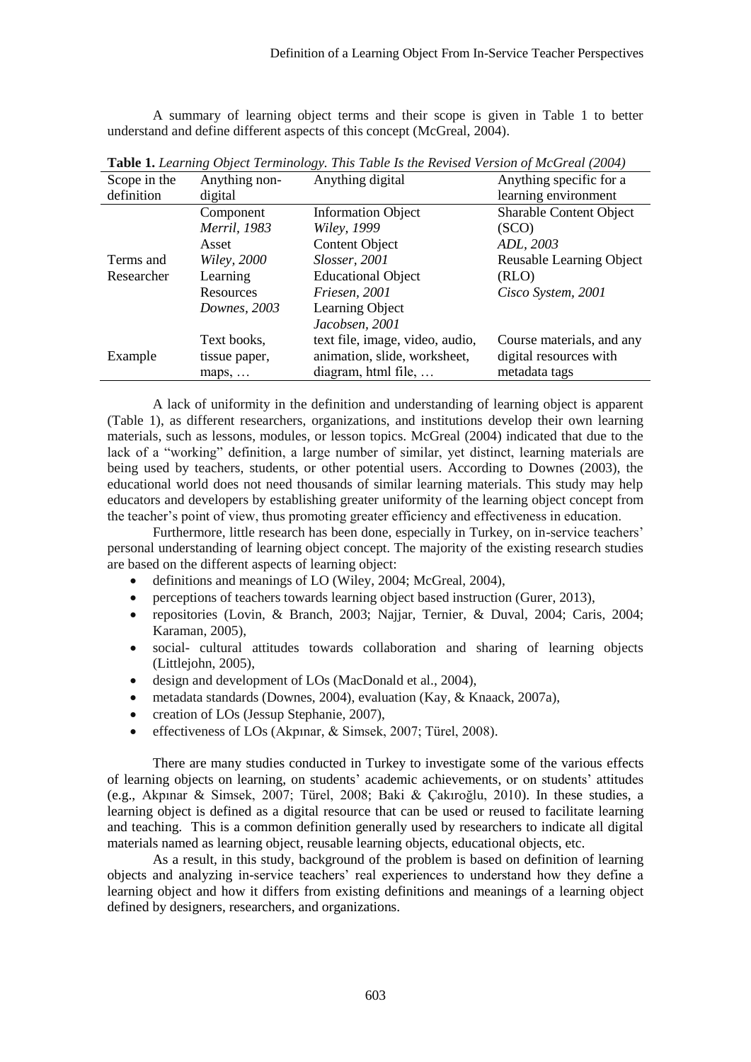A summary of learning object terms and their scope is given in Table 1 to better understand and define different aspects of this concept (McGreal, 2004).

**Table 1.** *Learning Object Terminology. This Table Is the Revised Version of McGreal (2004)*

| Scope in the definition | Anything non-digital | Anything digital | Anything specific for a learning environment |
|---|---|---|---|
| Terms and Researcher | Component *Merril, 1983* Asset *Wiley, 2000* Learning Resources *Downes, 2003* | Information Object *Wiley, 1999* Content Object *Slosser, 2001* Educational Object *Friesen, 2001* Learning Object *Jacobsen, 2001* | Sharable Content Object (SCO) *ADL, 2003* Reusable Learning Object (RLO) *Cisco System, 2001* |
| Example | Text books, tissue paper, maps, … | text file, image, video, audio, animation, slide, worksheet, diagram, html file, … | Course materials, and any digital resources with metadata tags |

A lack of uniformity in the definition and understanding of learning object is apparent (Table 1), as different researchers, organizations, and institutions develop their own learning materials, such as lessons, modules, or lesson topics. McGreal (2004) indicated that due to the lack of a "working" definition, a large number of similar, yet distinct, learning materials are being used by teachers, students, or other potential users. According to Downes (2003), the educational world does not need thousands of similar learning materials. This study may help educators and developers by establishing greater uniformity of the learning object concept from the teacher's point of view, thus promoting greater efficiency and effectiveness in education.

Furthermore, little research has been done, especially in Turkey, on in-service teachers' personal understanding of learning object concept. The majority of the existing research studies are based on the different aspects of learning object:

- definitions and meanings of LO (Wiley, 2004; McGreal, 2004),
- perceptions of teachers towards learning object based instruction (Gurer, 2013),
- repositories (Lovin, & Branch, 2003; Najjar, Ternier, & Duval, 2004; Caris, 2004; Karaman, 2005),
- social- cultural attitudes towards collaboration and sharing of learning objects (Littlejohn, 2005),
- design and development of LOs (MacDonald et al., 2004),
- metadata standards (Downes, 2004), evaluation (Kay, & Knaack, 2007a),
- creation of LOs (Jessup Stephanie, 2007),
- effectiveness of LOs (Akpınar, & Simsek, 2007; Türel, 2008).

There are many studies conducted in Turkey to investigate some of the various effects of learning objects on learning, on students' academic achievements, or on students' attitudes (e.g., Akpınar & Simsek, 2007; Türel, 2008; Baki & Çakıroğlu, 2010). In these studies, a learning object is defined as a digital resource that can be used or reused to facilitate learning and teaching. This is a common definition generally used by researchers to indicate all digital materials named as learning object, reusable learning objects, educational objects, etc.

As a result, in this study, background of the problem is based on definition of learning objects and analyzing in-service teachers' real experiences to understand how they define a learning object and how it differs from existing definitions and meanings of a learning object defined by designers, researchers, and organizations.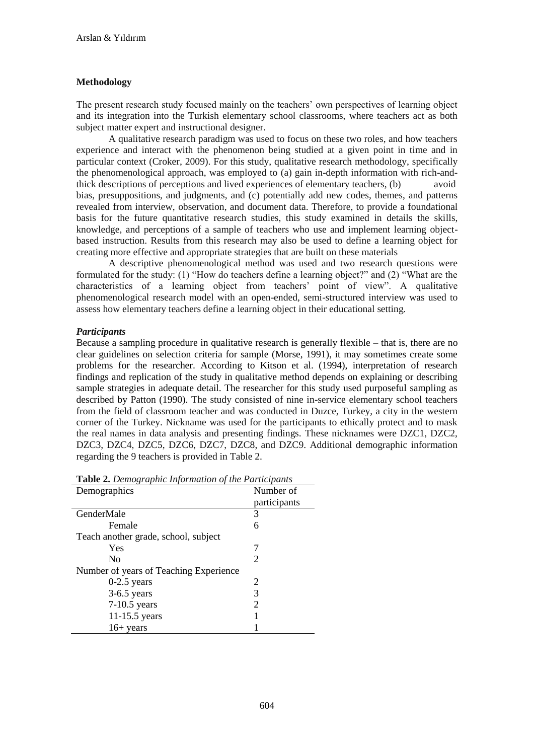## Methodology

The present research study focused mainly on the teachers' own perspectives of learning object and its integration into the Turkish elementary school classrooms, where teachers act as both subject matter expert and instructional designer.

A qualitative research paradigm was used to focus on these two roles, and how teachers experience and interact with the phenomenon being studied at a given point in time and in particular context (Croker, 2009). For this study, qualitative research methodology, specifically the phenomenological approach, was employed to (a) gain in-depth information with rich-and-thick descriptions of perceptions and lived experiences of elementary teachers, (b) avoid bias, presuppositions, and judgments, and (c) potentially add new codes, themes, and patterns revealed from interview, observation, and document data. Therefore, to provide a foundational basis for the future quantitative research studies, this study examined in details the skills, knowledge, and perceptions of a sample of teachers who use and implement learning object-based instruction. Results from this research may also be used to define a learning object for creating more effective and appropriate strategies that are built on these materials

A descriptive phenomenological method was used and two research questions were formulated for the study: (1) "How do teachers define a learning object?" and (2) "What are the characteristics of a learning object from teachers' point of view". A qualitative phenomenological research model with an open-ended, semi-structured interview was used to assess how elementary teachers define a learning object in their educational setting.

### *Participants*

Because a sampling procedure in qualitative research is generally flexible – that is, there are no clear guidelines on selection criteria for sample (Morse, 1991), it may sometimes create some problems for the researcher. According to Kitson et al. (1994), interpretation of research findings and replication of the study in qualitative method depends on explaining or describing sample strategies in adequate detail. The researcher for this study used purposeful sampling as described by Patton (1990). The study consisted of nine in-service elementary school teachers from the field of classroom teacher and was conducted in Duzce, Turkey, a city in the western corner of the Turkey. Nickname was used for the participants to ethically protect and to mask the real names in data analysis and presenting findings. These nicknames were DZC1, DZC2, DZC3, DZC4, DZC5, DZC6, DZC7, DZC8, and DZC9. Additional demographic information regarding the 9 teachers is provided in Table 2.

**Table 2.** *Demographic Information of the Participants*

| Demographics | Number of participants |
|---|---|
| GenderMale | 3 |
| Female | 6 |
| Teach another grade, school, subject | |
| Yes | 7 |
| No | 2 |
| Number of years of Teaching Experience | |
| 0-2.5 years | 2 |
| 3-6.5 years | 3 |
| 7-10.5 years | 2 |
| 11-15.5 years | 1 |
| 16+ years | 1 |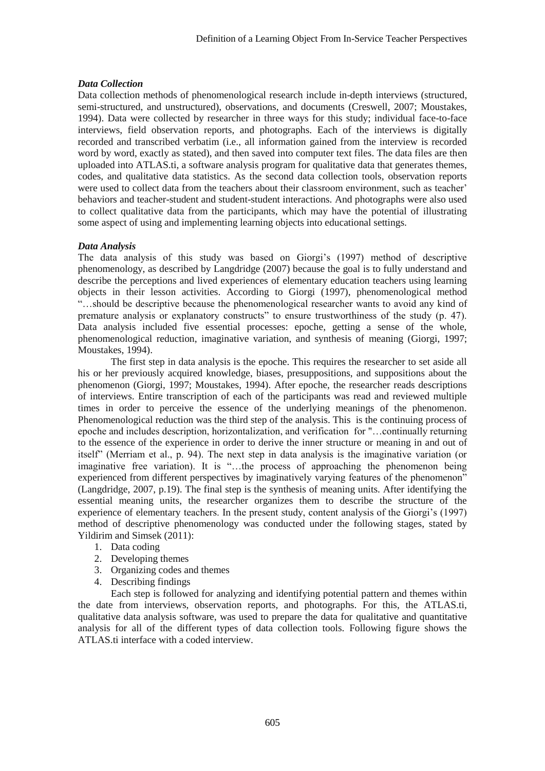### *Data Collection*

Data collection methods of phenomenological research include in-depth interviews (structured, semi-structured, and unstructured), observations, and documents (Creswell, 2007; Moustakes, 1994). Data were collected by researcher in three ways for this study; individual face-to-face interviews, field observation reports, and photographs. Each of the interviews is digitally recorded and transcribed verbatim (i.e., all information gained from the interview is recorded word by word, exactly as stated), and then saved into computer text files. The data files are then uploaded into ATLAS.ti, a software analysis program for qualitative data that generates themes, codes, and qualitative data statistics. As the second data collection tools, observation reports were used to collect data from the teachers about their classroom environment, such as teacher' behaviors and teacher-student and student-student interactions. And photographs were also used to collect qualitative data from the participants, which may have the potential of illustrating some aspect of using and implementing learning objects into educational settings.

### *Data Analysis*

The data analysis of this study was based on Giorgi's (1997) method of descriptive phenomenology, as described by Langdridge (2007) because the goal is to fully understand and describe the perceptions and lived experiences of elementary education teachers using learning objects in their lesson activities. According to Giorgi (1997), phenomenological method "…should be descriptive because the phenomenological researcher wants to avoid any kind of premature analysis or explanatory constructs" to ensure trustworthiness of the study (p. 47). Data analysis included five essential processes: epoche, getting a sense of the whole, phenomenological reduction, imaginative variation, and synthesis of meaning (Giorgi, 1997; Moustakes, 1994).

The first step in data analysis is the epoche. This requires the researcher to set aside all his or her previously acquired knowledge, biases, presuppositions, and suppositions about the phenomenon (Giorgi, 1997; Moustakes, 1994). After epoche, the researcher reads descriptions of interviews. Entire transcription of each of the participants was read and reviewed multiple times in order to perceive the essence of the underlying meanings of the phenomenon. Phenomenological reduction was the third step of the analysis. This is the continuing process of epoche and includes description, horizontalization, and verification for "…continually returning to the essence of the experience in order to derive the inner structure or meaning in and out of itself" (Merriam et al., p. 94). The next step in data analysis is the imaginative variation (or imaginative free variation). It is "…the process of approaching the phenomenon being experienced from different perspectives by imaginatively varying features of the phenomenon" (Langdridge, 2007, p.19). The final step is the synthesis of meaning units. After identifying the essential meaning units, the researcher organizes them to describe the structure of the experience of elementary teachers. In the present study, content analysis of the Giorgi's (1997) method of descriptive phenomenology was conducted under the following stages, stated by Yildirim and Simsek (2011):

1. Data coding
2. Developing themes
3. Organizing codes and themes
4. Describing findings

Each step is followed for analyzing and identifying potential pattern and themes within the date from interviews, observation reports, and photographs. For this, the ATLAS.ti, qualitative data analysis software, was used to prepare the data for qualitative and quantitative analysis for all of the different types of data collection tools. Following figure shows the ATLAS.ti interface with a coded interview.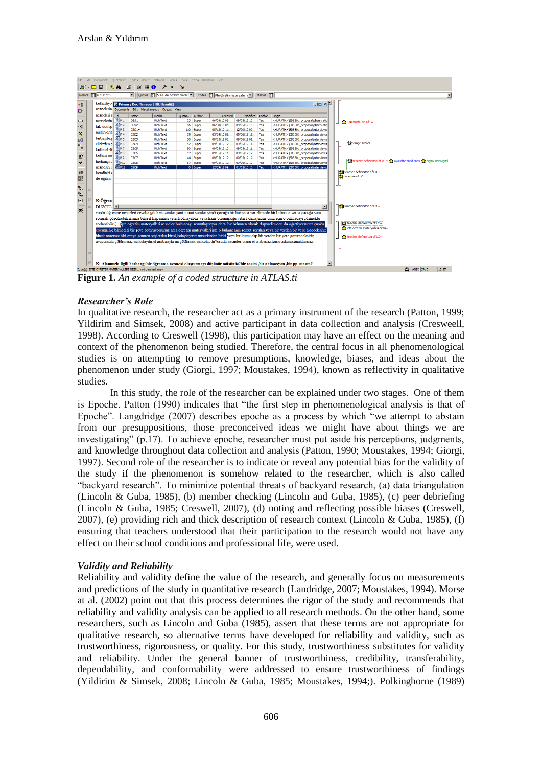**Figure 1.** *An example of a coded structure in ATLAS.ti*

### *Researcher's Role*

In qualitative research, the researcher act as a primary instrument of the research (Patton, 1999; Yildirim and Simsek, 2008) and active participant in data collection and analysis (Cresweell, 1998). According to Creswell (1998), this participation may have an effect on the meaning and context of the phenomenon being studied. Therefore, the central focus in all phenomenological studies is on attempting to remove presumptions, knowledge, biases, and ideas about the phenomenon under study (Giorgi, 1997; Moustakes, 1994), known as reflectivity in qualitative studies.

In this study, the role of the researcher can be explained under two stages. One of them is Epoche. Patton (1990) indicates that "the first step in phenomenological analysis is that of Epoche". Langdridge (2007) describes epoche as a process by which "we attempt to abstain from our presuppositions, those preconceived ideas we might have about things we are investigating" (p.17). To achieve epoche, researcher must put aside his perceptions, judgments, and knowledge throughout data collection and analysis (Patton, 1990; Moustakes, 1994; Giorgi, 1997). Second role of the researcher is to indicate or reveal any potential bias for the validity of the study if the phenomenon is somehow related to the researcher, which is also called "backyard research". To minimize potential threats of backyard research, (a) data triangulation (Lincoln & Guba, 1985), (b) member checking (Lincoln and Guba, 1985), (c) peer debriefing (Lincoln & Guba, 1985; Creswell, 2007), (d) noting and reflecting possible biases (Creswell, 2007), (e) providing rich and thick description of research context (Lincoln & Guba, 1985), (f) ensuring that teachers understood that their participation to the research would not have any effect on their school conditions and professional life, were used.

### *Validity and Reliability*

Reliability and validity define the value of the research, and generally focus on measurements and predictions of the study in quantitative research (Landridge, 2007; Moustakes, 1994). Morse at al. (2002) point out that this process determines the rigor of the study and recommends that reliability and validity analysis can be applied to all research methods. On the other hand, some researchers, such as Lincoln and Guba (1985), assert that these terms are not appropriate for qualitative research, so alternative terms have developed for reliability and validity, such as trustworthiness, rigorousness, or quality. For this study, trustworthiness substitutes for validity and reliability. Under the general banner of trustworthiness, credibility, transferability, dependability, and conformability were addressed to ensure trustworthiness of findings (Yildirim & Simsek, 2008; Lincoln & Guba, 1985; Moustakes, 1994;). Polkinghorne (1989)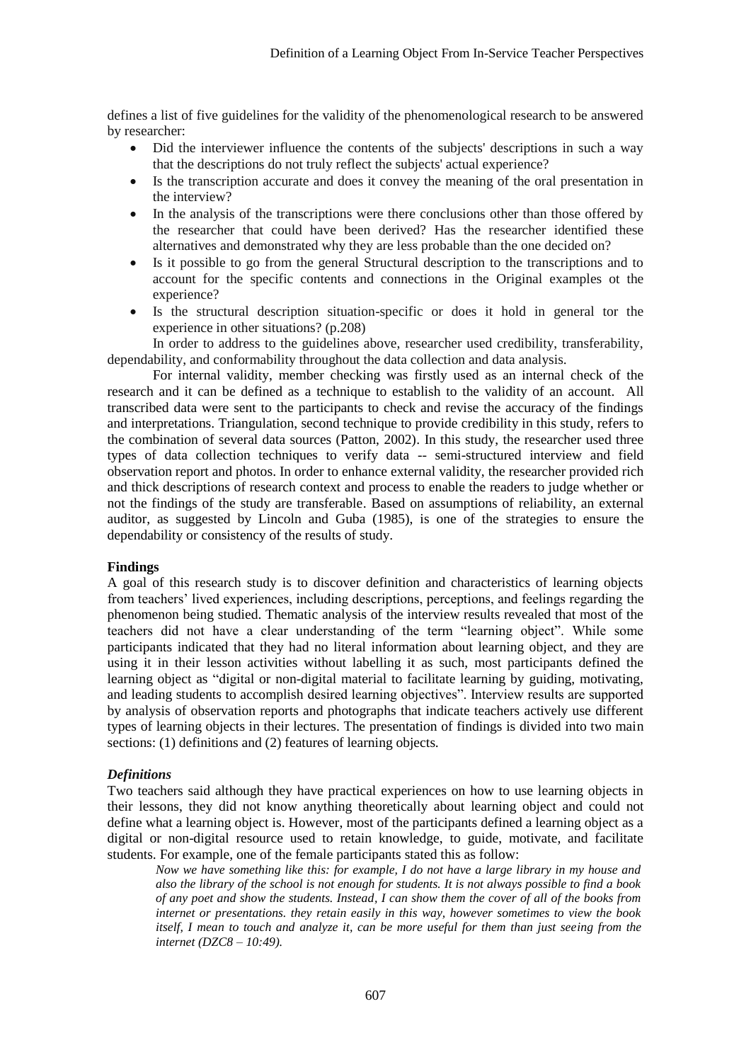defines a list of five guidelines for the validity of the phenomenological research to be answered by researcher:

- Did the interviewer influence the contents of the subjects' descriptions in such a way that the descriptions do not truly reflect the subjects' actual experience?
- Is the transcription accurate and does it convey the meaning of the oral presentation in the interview?
- In the analysis of the transcriptions were there conclusions other than those offered by the researcher that could have been derived? Has the researcher identified these alternatives and demonstrated why they are less probable than the one decided on?
- Is it possible to go from the general Structural description to the transcriptions and to account for the specific contents and connections in the Original examples ot the experience?
- Is the structural description situation-specific or does it hold in general tor the experience in other situations? (p.208)

In order to address to the guidelines above, researcher used credibility, transferability, dependability, and conformability throughout the data collection and data analysis.

For internal validity, member checking was firstly used as an internal check of the research and it can be defined as a technique to establish to the validity of an account. All transcribed data were sent to the participants to check and revise the accuracy of the findings and interpretations. Triangulation, second technique to provide credibility in this study, refers to the combination of several data sources (Patton, 2002). In this study, the researcher used three types of data collection techniques to verify data -- semi-structured interview and field observation report and photos. In order to enhance external validity, the researcher provided rich and thick descriptions of research context and process to enable the readers to judge whether or not the findings of the study are transferable. Based on assumptions of reliability, an external auditor, as suggested by Lincoln and Guba (1985), is one of the strategies to ensure the dependability or consistency of the results of study.

**Findings**

A goal of this research study is to discover definition and characteristics of learning objects from teachers' lived experiences, including descriptions, perceptions, and feelings regarding the phenomenon being studied. Thematic analysis of the interview results revealed that most of the teachers did not have a clear understanding of the term "learning object". While some participants indicated that they had no literal information about learning object, and they are using it in their lesson activities without labelling it as such, most participants defined the learning object as "digital or non-digital material to facilitate learning by guiding, motivating, and leading students to accomplish desired learning objectives". Interview results are supported by analysis of observation reports and photographs that indicate teachers actively use different types of learning objects in their lectures. The presentation of findings is divided into two main sections: (1) definitions and (2) features of learning objects.

***Definitions***

Two teachers said although they have practical experiences on how to use learning objects in their lessons, they did not know anything theoretically about learning object and could not define what a learning object is. However, most of the participants defined a learning object as a digital or non-digital resource used to retain knowledge, to guide, motivate, and facilitate students. For example, one of the female participants stated this as follow:

> *Now we have something like this: for example, I do not have a large library in my house and also the library of the school is not enough for students. It is not always possible to find a book of any poet and show the students. Instead, I can show them the cover of all of the books from internet or presentations. they retain easily in this way, however sometimes to view the book itself, I mean to touch and analyze it, can be more useful for them than just seeing from the internet (DZC8 – 10:49).*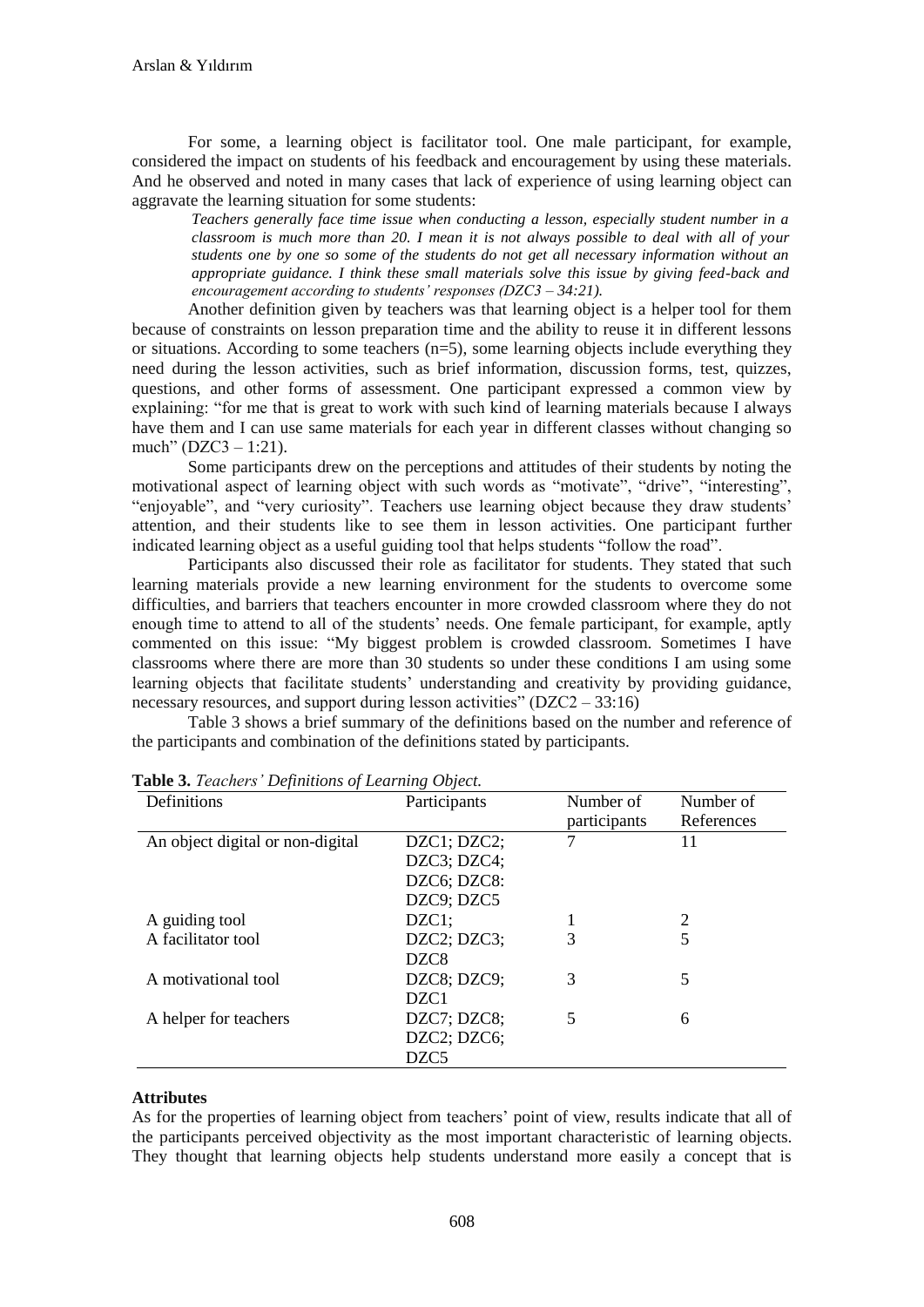For some, a learning object is facilitator tool. One male participant, for example, considered the impact on students of his feedback and encouragement by using these materials. And he observed and noted in many cases that lack of experience of using learning object can aggravate the learning situation for some students:

> *Teachers generally face time issue when conducting a lesson, especially student number in a classroom is much more than 20. I mean it is not always possible to deal with all of your students one by one so some of the students do not get all necessary information without an appropriate guidance. I think these small materials solve this issue by giving feed-back and encouragement according to students' responses (DZC3 – 34:21).*

Another definition given by teachers was that learning object is a helper tool for them because of constraints on lesson preparation time and the ability to reuse it in different lessons or situations. According to some teachers (n=5), some learning objects include everything they need during the lesson activities, such as brief information, discussion forms, test, quizzes, questions, and other forms of assessment. One participant expressed a common view by explaining: "for me that is great to work with such kind of learning materials because I always have them and I can use same materials for each year in different classes without changing so much" (DZC3 – 1:21).

Some participants drew on the perceptions and attitudes of their students by noting the motivational aspect of learning object with such words as "motivate", "drive", "interesting", "enjoyable", and "very curiosity". Teachers use learning object because they draw students' attention, and their students like to see them in lesson activities. One participant further indicated learning object as a useful guiding tool that helps students "follow the road".

Participants also discussed their role as facilitator for students. They stated that such learning materials provide a new learning environment for the students to overcome some difficulties, and barriers that teachers encounter in more crowded classroom where they do not enough time to attend to all of the students' needs. One female participant, for example, aptly commented on this issue: "My biggest problem is crowded classroom. Sometimes I have classrooms where there are more than 30 students so under these conditions I am using some learning objects that facilitate students' understanding and creativity by providing guidance, necessary resources, and support during lesson activities" (DZC2 – 33:16)

Table 3 shows a brief summary of the definitions based on the number and reference of the participants and combination of the definitions stated by participants.

**Table 3.** *Teachers' Definitions of Learning Object.*

| Definitions | Participants | Number of participants | Number of References |
|---|---|---|---|
| An object digital or non-digital | DZC1; DZC2; DZC3; DZC4; DZC6; DZC8: DZC9; DZC5 | 7 | 11 |
| A guiding tool | DZC1; | 1 | 2 |
| A facilitator tool | DZC2; DZC3; DZC8 | 3 | 5 |
| A motivational tool | DZC8; DZC9; DZC1 | 3 | 5 |
| A helper for teachers | DZC7; DZC8; DZC2; DZC6; DZC5 | 5 | 6 |

**Attributes**

As for the properties of learning object from teachers' point of view, results indicate that all of the participants perceived objectivity as the most important characteristic of learning objects. They thought that learning objects help students understand more easily a concept that is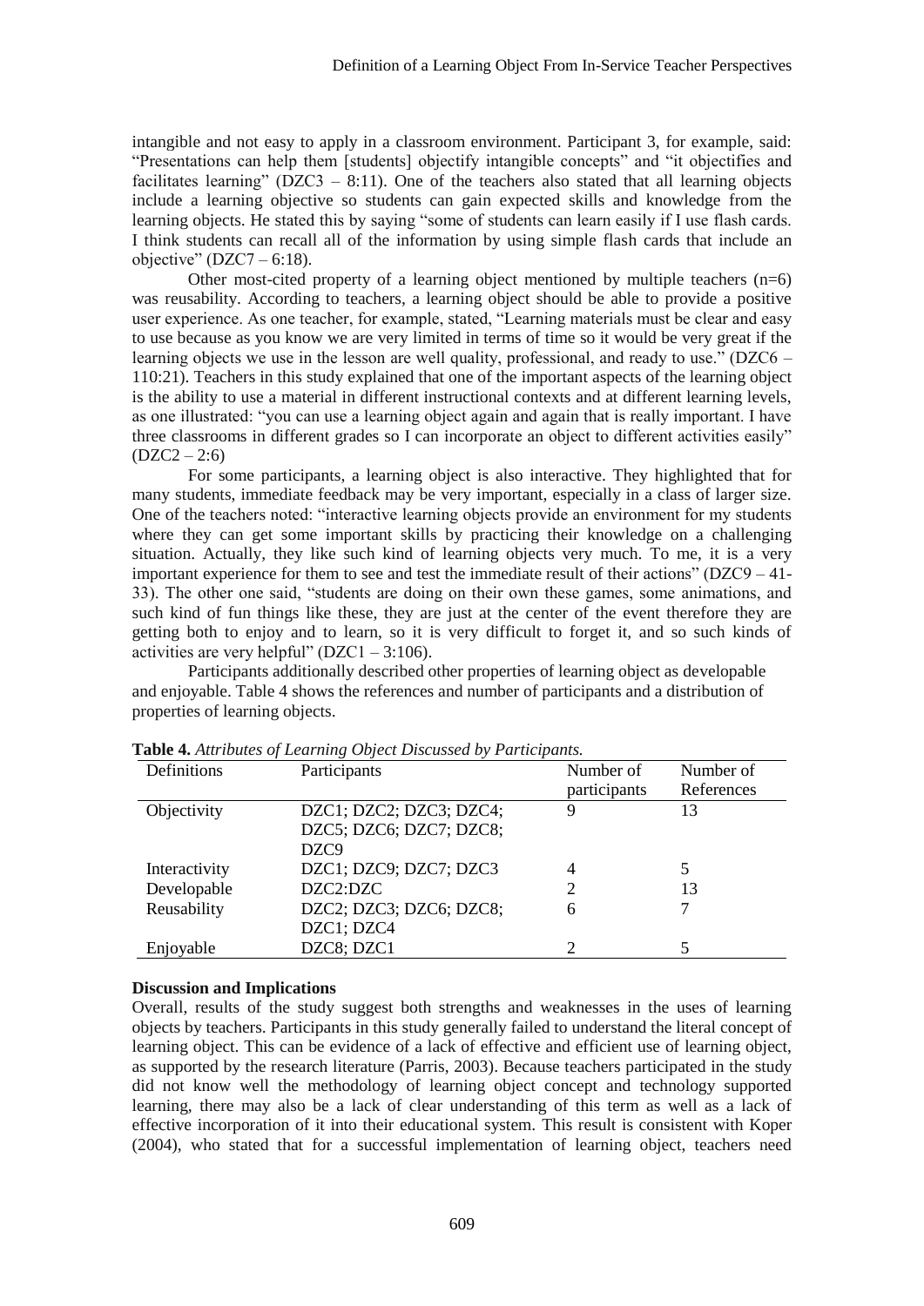intangible and not easy to apply in a classroom environment. Participant 3, for example, said: "Presentations can help them [students] objectify intangible concepts" and "it objectifies and facilitates learning" (DZC3 – 8:11). One of the teachers also stated that all learning objects include a learning objective so students can gain expected skills and knowledge from the learning objects. He stated this by saying "some of students can learn easily if I use flash cards. I think students can recall all of the information by using simple flash cards that include an objective" (DZC7 – 6:18).

Other most-cited property of a learning object mentioned by multiple teachers (n=6) was reusability. According to teachers, a learning object should be able to provide a positive user experience. As one teacher, for example, stated, "Learning materials must be clear and easy to use because as you know we are very limited in terms of time so it would be very great if the learning objects we use in the lesson are well quality, professional, and ready to use." (DZC6 – 110:21). Teachers in this study explained that one of the important aspects of the learning object is the ability to use a material in different instructional contexts and at different learning levels, as one illustrated: "you can use a learning object again and again that is really important. I have three classrooms in different grades so I can incorporate an object to different activities easily" (DZC2 – 2:6)

For some participants, a learning object is also interactive. They highlighted that for many students, immediate feedback may be very important, especially in a class of larger size. One of the teachers noted: "interactive learning objects provide an environment for my students where they can get some important skills by practicing their knowledge on a challenging situation. Actually, they like such kind of learning objects very much. To me, it is a very important experience for them to see and test the immediate result of their actions" (DZC9 – 41-33). The other one said, "students are doing on their own these games, some animations, and such kind of fun things like these, they are just at the center of the event therefore they are getting both to enjoy and to learn, so it is very difficult to forget it, and so such kinds of activities are very helpful" (DZC1 – 3:106).

Participants additionally described other properties of learning object as developable and enjoyable. Table 4 shows the references and number of participants and a distribution of properties of learning objects.

**Table 4.** *Attributes of Learning Object Discussed by Participants.*

| Definitions | Participants | Number of participants | Number of References |
|---|---|---|---|
| Objectivity | DZC1; DZC2; DZC3; DZC4; DZC5; DZC6; DZC7; DZC8; DZC9 | 9 | 13 |
| Interactivity | DZC1; DZC9; DZC7; DZC3 | 4 | 5 |
| Developable | DZC2:DZC | 2 | 13 |
| Reusability | DZC2; DZC3; DZC6; DZC8; DZC1; DZC4 | 6 | 7 |
| Enjoyable | DZC8; DZC1 | 2 | 5 |

**Discussion and Implications**

Overall, results of the study suggest both strengths and weaknesses in the uses of learning objects by teachers. Participants in this study generally failed to understand the literal concept of learning object. This can be evidence of a lack of effective and efficient use of learning object, as supported by the research literature (Parris, 2003). Because teachers participated in the study did not know well the methodology of learning object concept and technology supported learning, there may also be a lack of clear understanding of this term as well as a lack of effective incorporation of it into their educational system. This result is consistent with Koper (2004), who stated that for a successful implementation of learning object, teachers need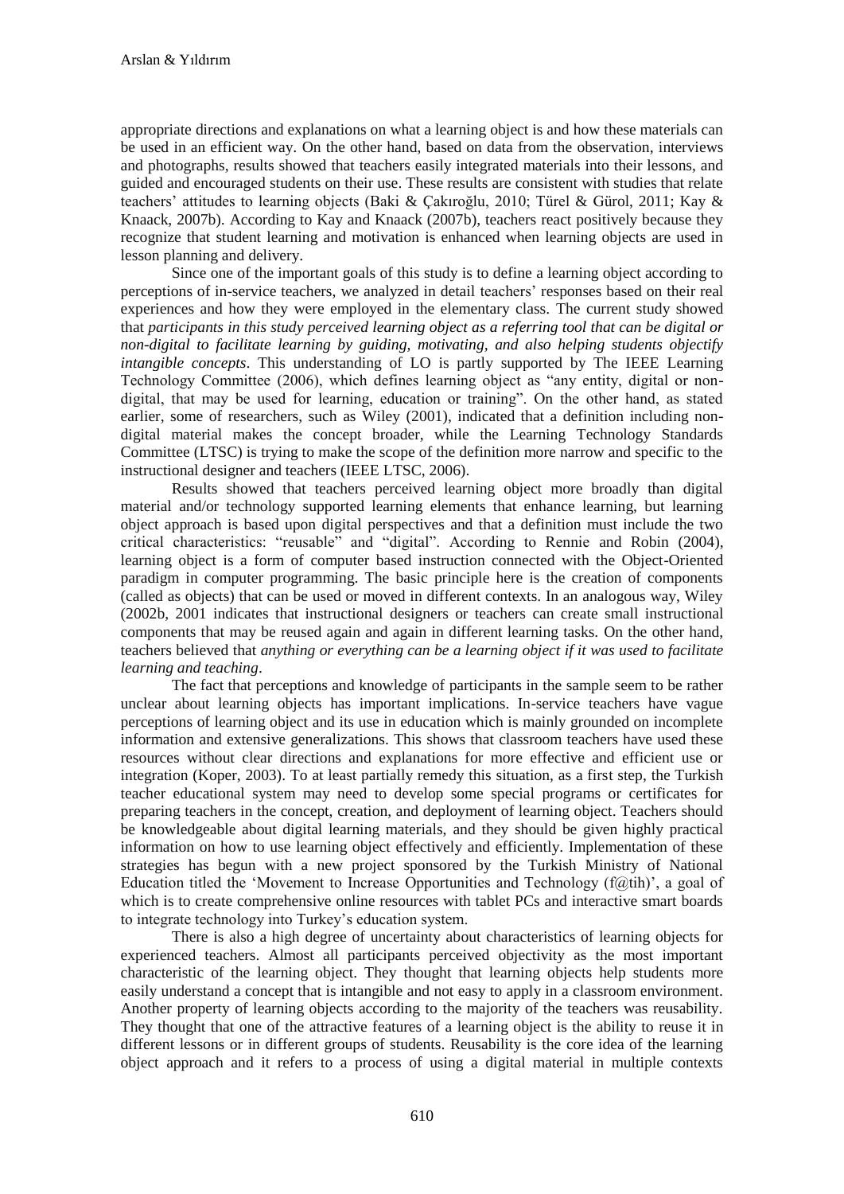appropriate directions and explanations on what a learning object is and how these materials can be used in an efficient way. On the other hand, based on data from the observation, interviews and photographs, results showed that teachers easily integrated materials into their lessons, and guided and encouraged students on their use. These results are consistent with studies that relate teachers' attitudes to learning objects (Baki & Çakıroğlu, 2010; Türel & Gürol, 2011; Kay & Knaack, 2007b). According to Kay and Knaack (2007b), teachers react positively because they recognize that student learning and motivation is enhanced when learning objects are used in lesson planning and delivery.

Since one of the important goals of this study is to define a learning object according to perceptions of in-service teachers, we analyzed in detail teachers' responses based on their real experiences and how they were employed in the elementary class. The current study showed that *participants in this study perceived learning object as a referring tool that can be digital or non-digital to facilitate learning by guiding, motivating, and also helping students objectify intangible concepts*. This understanding of LO is partly supported by The IEEE Learning Technology Committee (2006), which defines learning object as "any entity, digital or non-digital, that may be used for learning, education or training". On the other hand, as stated earlier, some of researchers, such as Wiley (2001), indicated that a definition including non-digital material makes the concept broader, while the Learning Technology Standards Committee (LTSC) is trying to make the scope of the definition more narrow and specific to the instructional designer and teachers (IEEE LTSC, 2006).

Results showed that teachers perceived learning object more broadly than digital material and/or technology supported learning elements that enhance learning, but learning object approach is based upon digital perspectives and that a definition must include the two critical characteristics: "reusable" and "digital". According to Rennie and Robin (2004), learning object is a form of computer based instruction connected with the Object-Oriented paradigm in computer programming. The basic principle here is the creation of components (called as objects) that can be used or moved in different contexts. In an analogous way, Wiley (2002b, 2001 indicates that instructional designers or teachers can create small instructional components that may be reused again and again in different learning tasks. On the other hand, teachers believed that *anything or everything can be a learning object if it was used to facilitate learning and teaching*.

The fact that perceptions and knowledge of participants in the sample seem to be rather unclear about learning objects has important implications. In-service teachers have vague perceptions of learning object and its use in education which is mainly grounded on incomplete information and extensive generalizations. This shows that classroom teachers have used these resources without clear directions and explanations for more effective and efficient use or integration (Koper, 2003). To at least partially remedy this situation, as a first step, the Turkish teacher educational system may need to develop some special programs or certificates for preparing teachers in the concept, creation, and deployment of learning object. Teachers should be knowledgeable about digital learning materials, and they should be given highly practical information on how to use learning object effectively and efficiently. Implementation of these strategies has begun with a new project sponsored by the Turkish Ministry of National Education titled the 'Movement to Increase Opportunities and Technology (f@tih)', a goal of which is to create comprehensive online resources with tablet PCs and interactive smart boards to integrate technology into Turkey's education system.

There is also a high degree of uncertainty about characteristics of learning objects for experienced teachers. Almost all participants perceived objectivity as the most important characteristic of the learning object. They thought that learning objects help students more easily understand a concept that is intangible and not easy to apply in a classroom environment. Another property of learning objects according to the majority of the teachers was reusability. They thought that one of the attractive features of a learning object is the ability to reuse it in different lessons or in different groups of students. Reusability is the core idea of the learning object approach and it refers to a process of using a digital material in multiple contexts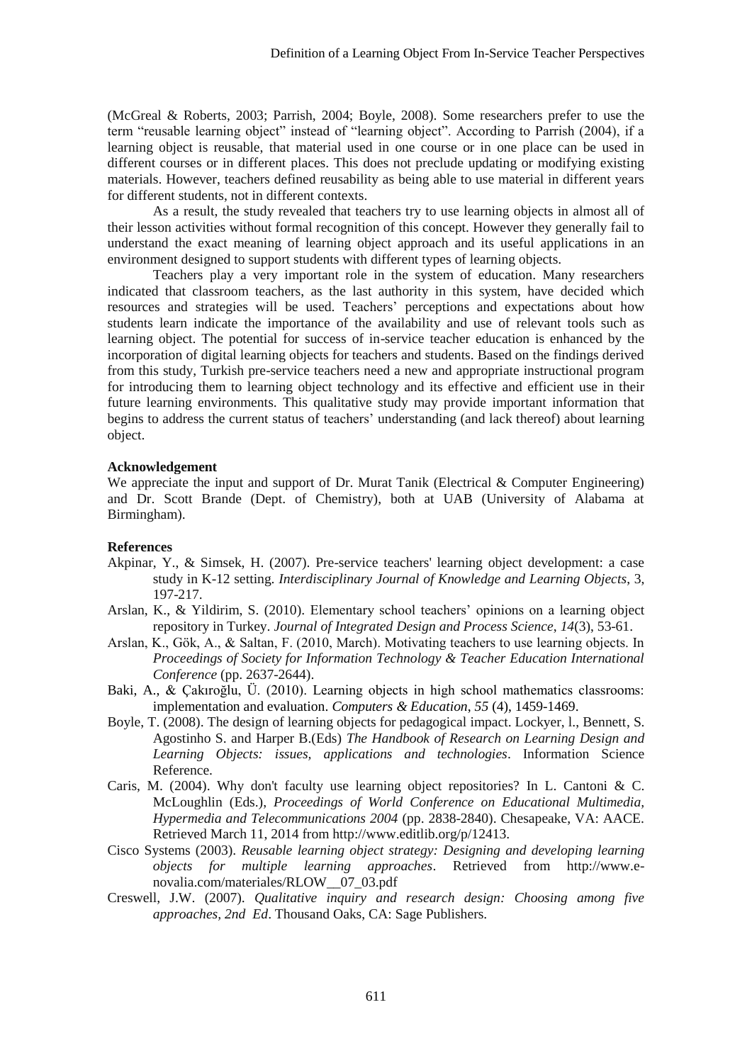(McGreal & Roberts, 2003; Parrish, 2004; Boyle, 2008). Some researchers prefer to use the term "reusable learning object" instead of "learning object". According to Parrish (2004), if a learning object is reusable, that material used in one course or in one place can be used in different courses or in different places. This does not preclude updating or modifying existing materials. However, teachers defined reusability as being able to use material in different years for different students, not in different contexts.

As a result, the study revealed that teachers try to use learning objects in almost all of their lesson activities without formal recognition of this concept. However they generally fail to understand the exact meaning of learning object approach and its useful applications in an environment designed to support students with different types of learning objects.

Teachers play a very important role in the system of education. Many researchers indicated that classroom teachers, as the last authority in this system, have decided which resources and strategies will be used. Teachers' perceptions and expectations about how students learn indicate the importance of the availability and use of relevant tools such as learning object. The potential for success of in-service teacher education is enhanced by the incorporation of digital learning objects for teachers and students. Based on the findings derived from this study, Turkish pre-service teachers need a new and appropriate instructional program for introducing them to learning object technology and its effective and efficient use in their future learning environments. This qualitative study may provide important information that begins to address the current status of teachers' understanding (and lack thereof) about learning object.

**Acknowledgement**

We appreciate the input and support of Dr. Murat Tanik (Electrical & Computer Engineering) and Dr. Scott Brande (Dept. of Chemistry), both at UAB (University of Alabama at Birmingham).

**References**

Akpinar, Y., & Simsek, H. (2007). Pre-service teachers' learning object development: a case study in K-12 setting. *Interdisciplinary Journal of Knowledge and Learning Objects*, 3, 197-217.

Arslan, K., & Yildirim, S. (2010). Elementary school teachers' opinions on a learning object repository in Turkey. *Journal of Integrated Design and Process Science*, *14*(3), 53-61.

Arslan, K., Gök, A., & Saltan, F. (2010, March). Motivating teachers to use learning objects. In *Proceedings of Society for Information Technology & Teacher Education International Conference* (pp. 2637-2644).

Baki, A., & Çakıroğlu, Ü. (2010). Learning objects in high school mathematics classrooms: implementation and evaluation. *Computers & Education*, *55* (4), 1459-1469.

Boyle, T. (2008). The design of learning objects for pedagogical impact. Lockyer, l., Bennett, S. Agostinho S. and Harper B.(Eds) *The Handbook of Research on Learning Design and Learning Objects: issues, applications and technologies*. Information Science Reference.

Caris, M. (2004). Why don't faculty use learning object repositories? In L. Cantoni & C. McLoughlin (Eds.), *Proceedings of World Conference on Educational Multimedia, Hypermedia and Telecommunications 2004* (pp. 2838-2840). Chesapeake, VA: AACE. Retrieved March 11, 2014 from http://www.editlib.org/p/12413.

Cisco Systems (2003). *Reusable learning object strategy: Designing and developing learning objects for multiple learning approaches*. Retrieved from http://www.e-novalia.com/materiales/RLOW__07_03.pdf

Creswell, J.W. (2007). *Qualitative inquiry and research design: Choosing among five approaches, 2nd Ed*. Thousand Oaks, CA: Sage Publishers.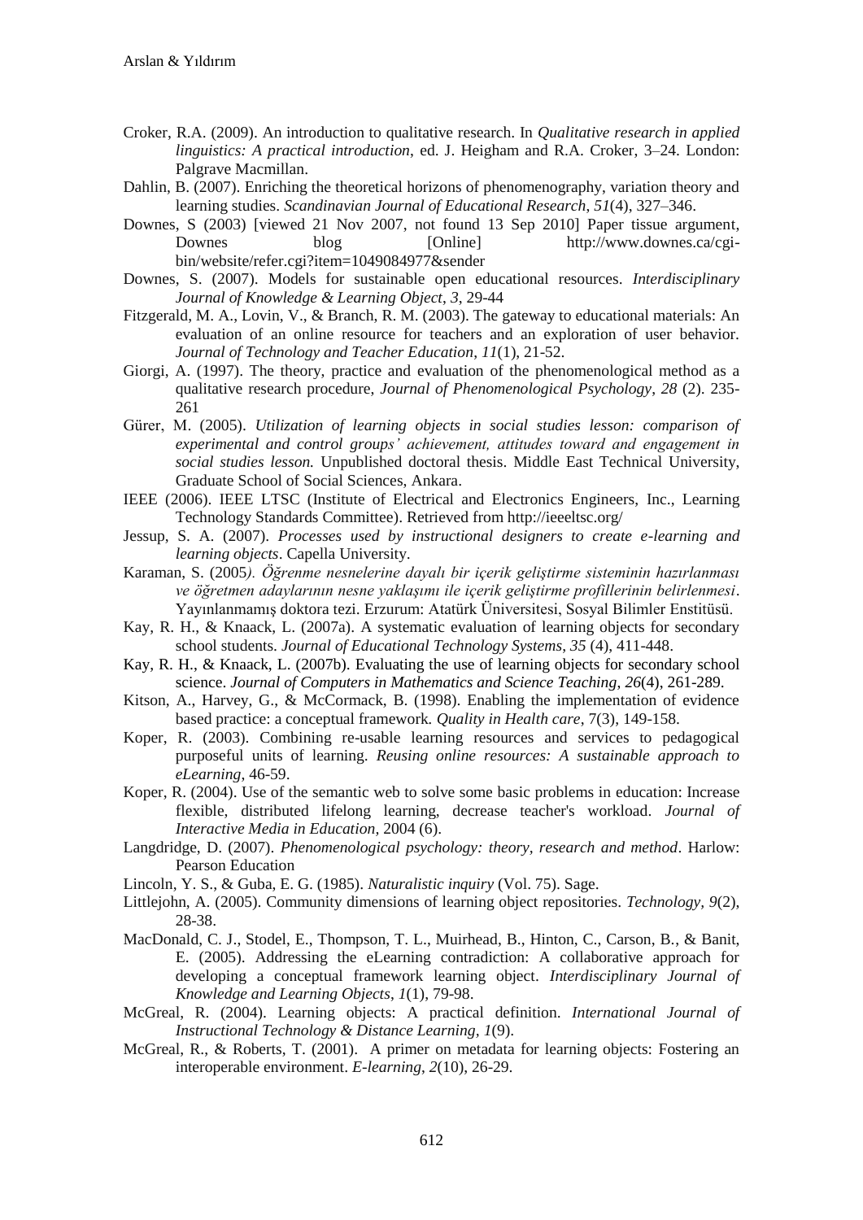Croker, R.A. (2009). An introduction to qualitative research. In *Qualitative research in applied linguistics: A practical introduction*, ed. J. Heigham and R.A. Croker, 3–24. London: Palgrave Macmillan.

Dahlin, B. (2007). Enriching the theoretical horizons of phenomenography, variation theory and learning studies. *Scandinavian Journal of Educational Research*, *51*(4), 327–346.

Downes, S (2003) [viewed 21 Nov 2007, not found 13 Sep 2010] Paper tissue argument, Downes blog [Online] http://www.downes.ca/cgi-bin/website/refer.cgi?item=1049084977&sender

Downes, S. (2007). Models for sustainable open educational resources. *Interdisciplinary Journal of Knowledge & Learning Object*, *3*, 29-44

Fitzgerald, M. A., Lovin, V., & Branch, R. M. (2003). The gateway to educational materials: An evaluation of an online resource for teachers and an exploration of user behavior. *Journal of Technology and Teacher Education*, *11*(1), 21-52.

Giorgi, A. (1997). The theory, practice and evaluation of the phenomenological method as a qualitative research procedure, *Journal of Phenomenological Psychology*, *28* (2). 235-261

Gürer, M. (2005). *Utilization of learning objects in social studies lesson: comparison of experimental and control groups' achievement, attitudes toward and engagement in social studies lesson.* Unpublished doctoral thesis. Middle East Technical University, Graduate School of Social Sciences, Ankara.

IEEE (2006). IEEE LTSC (Institute of Electrical and Electronics Engineers, Inc., Learning Technology Standards Committee). Retrieved from http://ieeeltsc.org/

Jessup, S. A. (2007). *Processes used by instructional designers to create e-learning and learning objects*. Capella University.

Karaman, S. (2005*). Öğrenme nesnelerine dayalı bir içerik geliştirme sisteminin hazırlanması ve öğretmen adaylarının nesne yaklaşımı ile içerik geliştirme profillerinin belirlenmesi*. Yayınlanmamış doktora tezi. Erzurum: Atatürk Üniversitesi, Sosyal Bilimler Enstitüsü.

Kay, R. H., & Knaack, L. (2007a). A systematic evaluation of learning objects for secondary school students. *Journal of Educational Technology Systems*, *35* (4), 411-448.

Kay, R. H., & Knaack, L. (2007b). Evaluating the use of learning objects for secondary school science. *Journal of Computers in Mathematics and Science Teaching*, *26*(4), 261-289.

Kitson, A., Harvey, G., & McCormack, B. (1998). Enabling the implementation of evidence based practice: a conceptual framework. *Quality in Health care*, 7(3), 149-158.

Koper, R. (2003). Combining re-usable learning resources and services to pedagogical purposeful units of learning. *Reusing online resources: A sustainable approach to eLearning*, 46-59.

Koper, R. (2004). Use of the semantic web to solve some basic problems in education: Increase flexible, distributed lifelong learning, decrease teacher's workload. *Journal of Interactive Media in Education*, 2004 (6).

Langdridge, D. (2007). *Phenomenological psychology: theory, research and method*. Harlow: Pearson Education

Lincoln, Y. S., & Guba, E. G. (1985). *Naturalistic inquiry* (Vol. 75). Sage.

Littlejohn, A. (2005). Community dimensions of learning object repositories. *Technology*, *9*(2), 28-38.

MacDonald, C. J., Stodel, E., Thompson, T. L., Muirhead, B., Hinton, C., Carson, B., & Banit, E. (2005). Addressing the eLearning contradiction: A collaborative approach for developing a conceptual framework learning object. *Interdisciplinary Journal of Knowledge and Learning Objects*, *1*(1), 79-98.

McGreal, R. (2004). Learning objects: A practical definition. *International Journal of Instructional Technology & Distance Learning*, *1*(9).

McGreal, R., & Roberts, T. (2001). A primer on metadata for learning objects: Fostering an interoperable environment. *E-learning*, *2*(10), 26-29.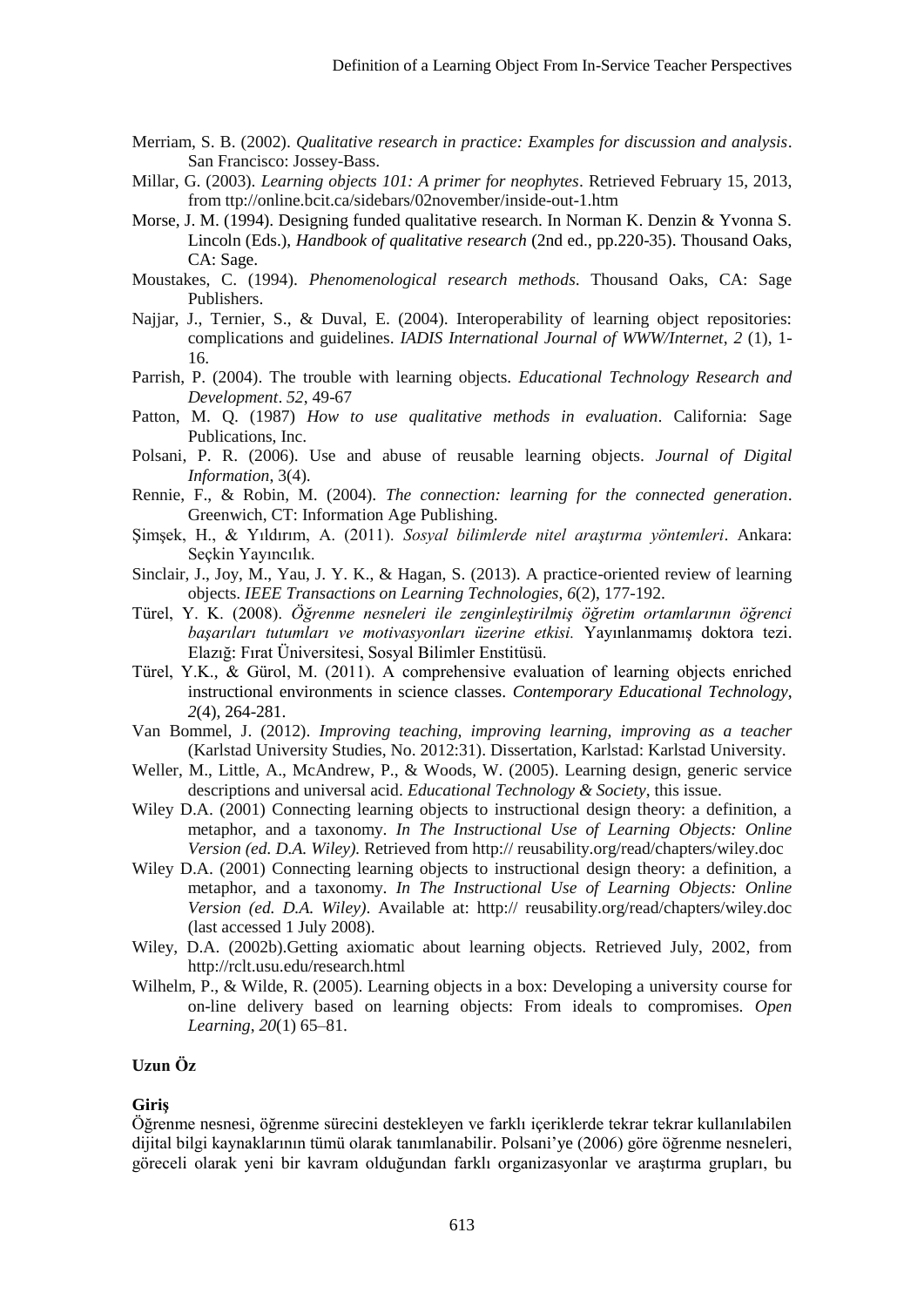Merriam, S. B. (2002). *Qualitative research in practice: Examples for discussion and analysis*. San Francisco: Jossey-Bass.

Millar, G. (2003). *Learning objects 101: A primer for neophytes*. Retrieved February 15, 2013, from ttp://online.bcit.ca/sidebars/02november/inside-out-1.htm

Morse, J. M. (1994). Designing funded qualitative research. In Norman K. Denzin & Yvonna S. Lincoln (Eds.), *Handbook of qualitative research* (2nd ed., pp.220-35). Thousand Oaks, CA: Sage.

Moustakes, C. (1994). *Phenomenological research methods*. Thousand Oaks, CA: Sage Publishers.

Najjar, J., Ternier, S., & Duval, E. (2004). Interoperability of learning object repositories: complications and guidelines. *IADIS International Journal of WWW/Internet*, *2* (1), 1-16.

Parrish, P. (2004). The trouble with learning objects. *Educational Technology Research and Development*. *52*, 49-67

Patton, M. Q. (1987) *How to use qualitative methods in evaluation*. California: Sage Publications, Inc.

Polsani, P. R. (2006). Use and abuse of reusable learning objects. *Journal of Digital Information*, 3(4).

Rennie, F., & Robin, M. (2004). *The connection: learning for the connected generation*. Greenwich, CT: Information Age Publishing.

Şimşek, H., & Yıldırım, A. (2011). *Sosyal bilimlerde nitel araştırma yöntemleri*. Ankara: Seçkin Yayıncılık.

Sinclair, J., Joy, M., Yau, J. Y. K., & Hagan, S. (2013). A practice-oriented review of learning objects. *IEEE Transactions on Learning Technologies*, *6*(2), 177-192.

Türel, Y. K. (2008). *Öğrenme nesneleri ile zenginleştirilmiş öğretim ortamlarının öğrenci başarıları tutumları ve motivasyonları üzerine etkisi.* Yayınlanmamış doktora tezi. Elazığ: Fırat Üniversitesi, Sosyal Bilimler Enstitüsü.

Türel, Y.K., & Gürol, M. (2011). A comprehensive evaluation of learning objects enriched instructional environments in science classes. *Contemporary Educational Technology*, *2*(4), 264-281.

Van Bommel, J. (2012). *Improving teaching, improving learning, improving as a teacher* (Karlstad University Studies, No. 2012:31). Dissertation, Karlstad: Karlstad University.

Weller, M., Little, A., McAndrew, P., & Woods, W. (2005). Learning design, generic service descriptions and universal acid. *Educational Technology & Society*, this issue.

Wiley D.A. (2001) Connecting learning objects to instructional design theory: a definition, a metaphor, and a taxonomy. *In The Instructional Use of Learning Objects: Online Version (ed. D.A. Wiley).* Retrieved from http:// reusability.org/read/chapters/wiley.doc

Wiley D.A. (2001) Connecting learning objects to instructional design theory: a definition, a metaphor, and a taxonomy. *In The Instructional Use of Learning Objects: Online Version (ed. D.A. Wiley)*. Available at: http:// reusability.org/read/chapters/wiley.doc (last accessed 1 July 2008).

Wiley, D.A. (2002b).Getting axiomatic about learning objects. Retrieved July, 2002, from http://rclt.usu.edu/research.html

Wilhelm, P., & Wilde, R. (2005). Learning objects in a box: Developing a university course for on-line delivery based on learning objects: From ideals to compromises. *Open Learning*, *20*(1) 65–81.

## Uzun Öz

### Giriş

Öğrenme nesnesi, öğrenme sürecini destekleyen ve farklı içeriklerde tekrar tekrar kullanılabilen dijital bilgi kaynaklarının tümü olarak tanımlanabilir. Polsani'ye (2006) göre öğrenme nesneleri, göreceli olarak yeni bir kavram olduğundan farklı organizasyonlar ve araştırma grupları, bu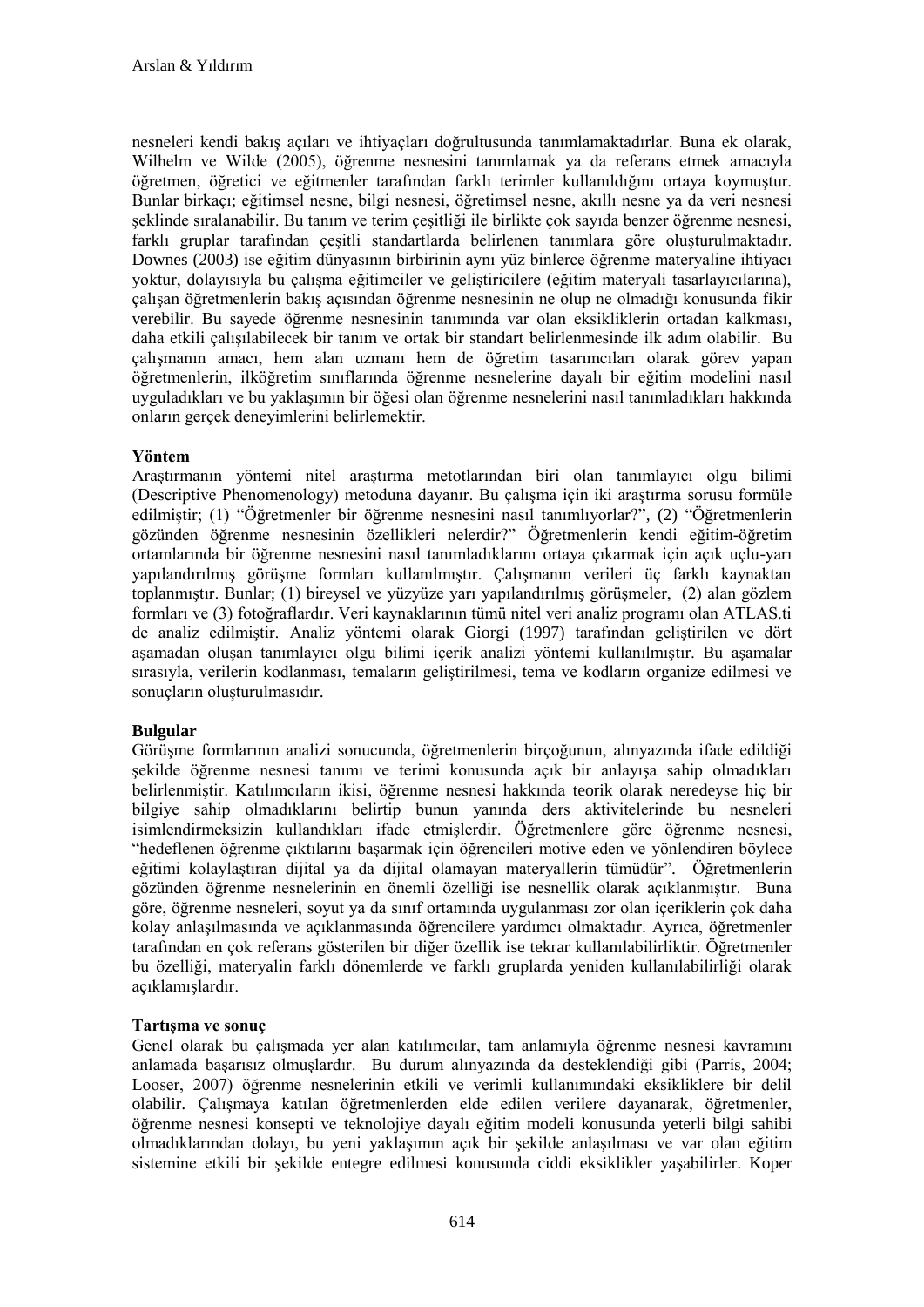nesneleri kendi bakış açıları ve ihtiyaçları doğrultusunda tanımlamaktadırlar. Buna ek olarak, Wilhelm ve Wilde (2005), öğrenme nesnesini tanımlamak ya da referans etmek amacıyla öğretmen, öğretici ve eğitmenler tarafından farklı terimler kullanıldığını ortaya koymuştur. Bunlar birkaçı; eğitimsel nesne, bilgi nesnesi, öğretimsel nesne, akıllı nesne ya da veri nesnesi şeklinde sıralanabilir. Bu tanım ve terim çeşitliği ile birlikte çok sayıda benzer öğrenme nesnesi, farklı gruplar tarafından çeşitli standartlarda belirlenen tanımlara göre oluşturulmaktadır. Downes (2003) ise eğitim dünyasının birbirinin aynı yüz binlerce öğrenme materyaline ihtiyacı yoktur, dolayısıyla bu çalışma eğitimciler ve geliştiriciler (eğitim materyali tasarlayıcılarına), çalışan öğretmenlerin bakış açısından öğrenme nesnesinin ne olup ne olmadığı konusunda fikir verebilir. Bu sayede öğrenme nesnesinin tanımında var olan eksikliklerin ortadan kalkması, daha etkili çalışılabilecek bir tanım ve ortak bir standart belirlenmesinde ilk adım olabilir. Bu çalışmanın amacı, hem alan uzmanı hem de öğretim tasarımcıları olarak görev yapan öğretmenlerin, ilköğretim sınıflarında öğrenme nesnelerine dayalı bir eğitim modelini nasıl uyguladıkları ve bu yaklaşımın bir öğesi olan öğrenme nesnelerini nasıl tanımladıkları hakkında onların gerçek deneyimlerini belirlemektir.

**Yöntem**

Araştırmanın yöntemi nitel araştırma metotlarından biri olan tanımlayıcı olgu bilimi (Descriptive Phenomenology) metoduna dayanır. Bu çalışma için iki araştırma sorusu formüle edilmiştir; (1) "Öğretmenler bir öğrenme nesnesini nasıl tanımlıyorlar?", (2) "Öğretmenlerin gözünden öğrenme nesnesinin özellikleri nelerdir?" Öğretmenlerin kendi eğitim-öğretim ortamlarında bir öğrenme nesnesini nasıl tanımladıklarını ortaya çıkarmak için açık uçlu-yarı yapılandırılmış görüşme formları kullanılmıştır. Çalışmanın verileri üç farklı kaynaktan toplanmıştır. Bunlar; (1) bireysel ve yüzyüze yarı yapılandırılmış görüşmeler, (2) alan gözlem formları ve (3) fotoğraflardır. Veri kaynaklarının tümü nitel veri analiz programı olan ATLAS.ti de analiz edilmiştir. Analiz yöntemi olarak Giorgi (1997) tarafından geliştirilen ve dört aşamadan oluşan tanımlayıcı olgu bilimi içerik analizi yöntemi kullanılmıştır. Bu aşamalar sırasıyla, verilerin kodlanması, temaların geliştirilmesi, tema ve kodların organize edilmesi ve sonuçların oluşturulmasıdır.

**Bulgular**

Görüşme formlarının analizi sonucunda, öğretmenlerin birçoğunun, alınyazında ifade edildiği şekilde öğrenme nesnesi tanımı ve terimi konusunda açık bir anlayışa sahip olmadıkları belirlenmiştir. Katılımcıların ikisi, öğrenme nesnesi hakkında teorik olarak neredeyse hiç bir bilgiye sahip olmadıklarını belirtip bunun yanında ders aktivitelerinde bu nesneleri isimlendirmeksizin kullandıkları ifade etmişlerdir. Öğretmenlere göre öğrenme nesnesi, "hedeflenen öğrenme çıktılarını başarmak için öğrencileri motive eden ve yönlendiren böylece eğitimi kolaylaştıran dijital ya da dijital olamayan materyallerin tümüdür". Öğretmenlerin gözünden öğrenme nesnelerinin en önemli özelliği ise nesnellik olarak açıklanmıştır. Buna göre, öğrenme nesneleri, soyut ya da sınıf ortamında uygulanması zor olan içeriklerin çok daha kolay anlaşılmasında ve açıklanmasında öğrencilere yardımcı olmaktadır. Ayrıca, öğretmenler tarafından en çok referans gösterilen bir diğer özellik ise tekrar kullanılabilirliktir. Öğretmenler bu özelliği, materyalin farklı dönemlerde ve farklı gruplarda yeniden kullanılabilirliği olarak açıklamışlardır.

**Tartışma ve sonuç**

Genel olarak bu çalışmada yer alan katılımcılar, tam anlamıyla öğrenme nesnesi kavramını anlamada başarısız olmuşlardır. Bu durum alınyazında da desteklendiği gibi (Parris, 2004; Looser, 2007) öğrenme nesnelerinin etkili ve verimli kullanımındaki eksikliklere bir delil olabilir. Çalışmaya katılan öğretmenlerden elde edilen verilere dayanarak, öğretmenler, öğrenme nesnesi konsepti ve teknolojiye dayalı eğitim modeli konusunda yeterli bilgi sahibi olmadıklarından dolayı, bu yeni yaklaşımın açık bir şekilde anlaşılması ve var olan eğitim sistemine etkili bir şekilde entegre edilmesi konusunda ciddi eksiklikler yaşayabilirler. Koper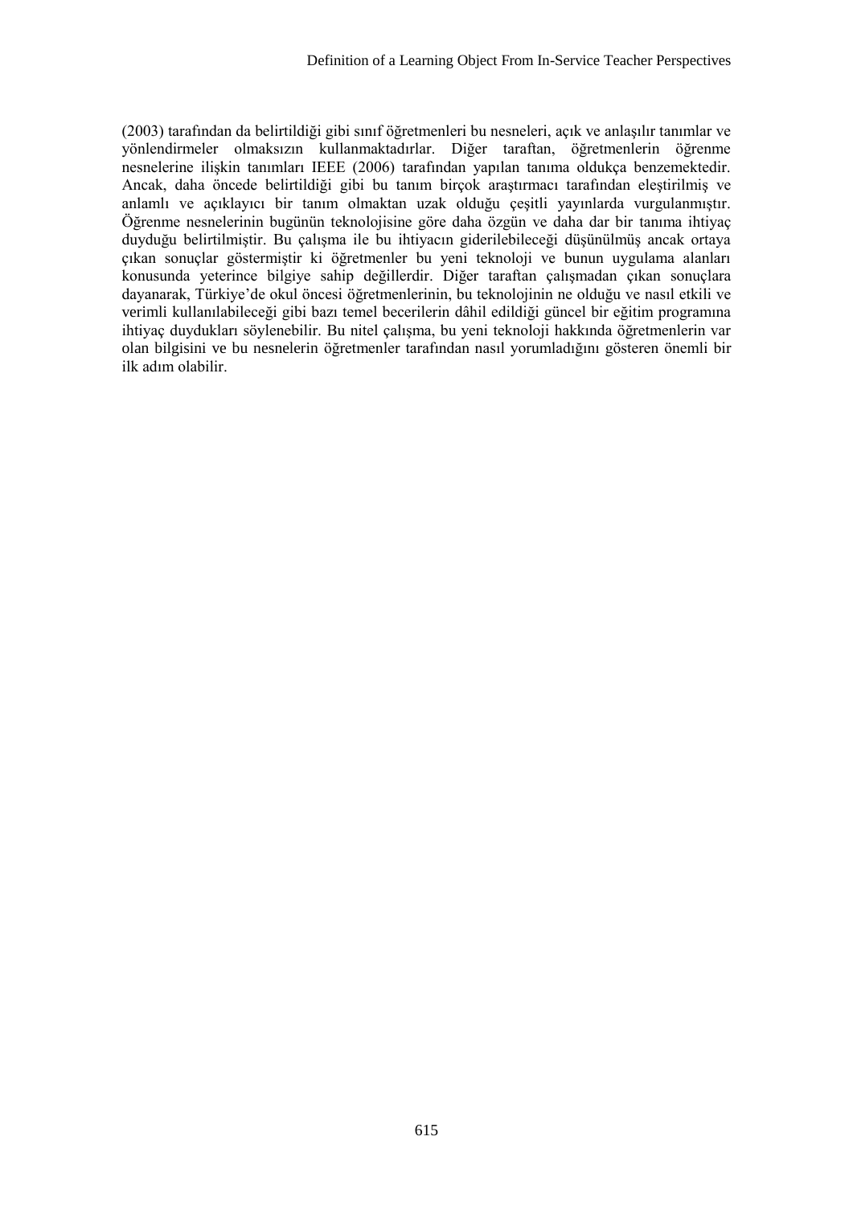(2003) tarafından da belirtildiği gibi sınıf öğretmenleri bu nesneleri, açık ve anlaşılır tanımlar ve yönlendirmeler olmaksızın kullanmaktadırlar. Diğer taraftan, öğretmenlerin öğrenme nesnelerine ilişkin tanımları IEEE (2006) tarafından yapılan tanıma oldukça benzemektedir. Ancak, daha öncede belirtildiği gibi bu tanım birçok araştırmacı tarafından eleştirilmiş ve anlamlı ve açıklayıcı bir tanım olmaktan uzak olduğu çeşitli yayınlarda vurgulanmıştır. Öğrenme nesnelerinin bugünün teknolojisine göre daha özgün ve daha dar bir tanıma ihtiyaç duyduğu belirtilmiştir. Bu çalışma ile bu ihtiyacın giderilebileceği düşünülmüş ancak ortaya çıkan sonuçlar göstermiştir ki öğretmenler bu yeni teknoloji ve bunun uygulama alanları konusunda yeterince bilgiye sahip değillerdir. Diğer taraftan çalışmadan çıkan sonuçlara dayanarak, Türkiye'de okul öncesi öğretmenlerinin, bu teknolojinin ne olduğu ve nasıl etkili ve verimli kullanılabileceği gibi bazı temel becerilerin dâhil edildiği güncel bir eğitim programına ihtiyaç duydukları söylenebilir. Bu nitel çalışma, bu yeni teknoloji hakkında öğretmenlerin var olan bilgisini ve bu nesnelerin öğretmenler tarafından nasıl yorumladığını gösteren önemli bir ilk adım olabilir.